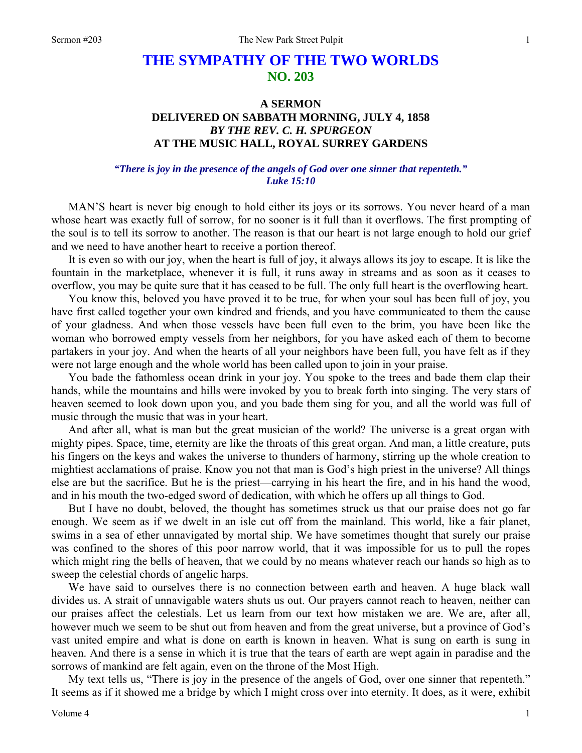# THE SYMPATHY OF THE TWO WORLDS
## NO. 203

### A SERMON
### DELIVERED ON SABBATH MORNING, JULY 4, 1858
### *BY THE REV. C. H. SPURGEON*
### AT THE MUSIC HALL, ROYAL SURREY GARDENS

***"There is joy in the presence of the angels of God over one sinner that repenteth." Luke 15:10***

MAN'S heart is never big enough to hold either its joys or its sorrows. You never heard of a man whose heart was exactly full of sorrow, for no sooner is it full than it overflows. The first prompting of the soul is to tell its sorrow to another. The reason is that our heart is not large enough to hold our grief and we need to have another heart to receive a portion thereof.

It is even so with our joy, when the heart is full of joy, it always allows its joy to escape. It is like the fountain in the marketplace, whenever it is full, it runs away in streams and as soon as it ceases to overflow, you may be quite sure that it has ceased to be full. The only full heart is the overflowing heart.

You know this, beloved you have proved it to be true, for when your soul has been full of joy, you have first called together your own kindred and friends, and you have communicated to them the cause of your gladness. And when those vessels have been full even to the brim, you have been like the woman who borrowed empty vessels from her neighbors, for you have asked each of them to become partakers in your joy. And when the hearts of all your neighbors have been full, you have felt as if they were not large enough and the whole world has been called upon to join in your praise.

You bade the fathomless ocean drink in your joy. You spoke to the trees and bade them clap their hands, while the mountains and hills were invoked by you to break forth into singing. The very stars of heaven seemed to look down upon you, and you bade them sing for you, and all the world was full of music through the music that was in your heart.

And after all, what is man but the great musician of the world? The universe is a great organ with mighty pipes. Space, time, eternity are like the throats of this great organ. And man, a little creature, puts his fingers on the keys and wakes the universe to thunders of harmony, stirring up the whole creation to mightiest acclamations of praise. Know you not that man is God's high priest in the universe? All things else are but the sacrifice. But he is the priest—carrying in his heart the fire, and in his hand the wood, and in his mouth the two-edged sword of dedication, with which he offers up all things to God.

But I have no doubt, beloved, the thought has sometimes struck us that our praise does not go far enough. We seem as if we dwelt in an isle cut off from the mainland. This world, like a fair planet, swims in a sea of ether unnavigated by mortal ship. We have sometimes thought that surely our praise was confined to the shores of this poor narrow world, that it was impossible for us to pull the ropes which might ring the bells of heaven, that we could by no means whatever reach our hands so high as to sweep the celestial chords of angelic harps.

We have said to ourselves there is no connection between earth and heaven. A huge black wall divides us. A strait of unnavigable waters shuts us out. Our prayers cannot reach to heaven, neither can our praises affect the celestials. Let us learn from our text how mistaken we are. We are, after all, however much we seem to be shut out from heaven and from the great universe, but a province of God's vast united empire and what is done on earth is known in heaven. What is sung on earth is sung in heaven. And there is a sense in which it is true that the tears of earth are wept again in paradise and the sorrows of mankind are felt again, even on the throne of the Most High.

My text tells us, "There is joy in the presence of the angels of God, over one sinner that repenteth." It seems as if it showed me a bridge by which I might cross over into eternity. It does, as it were, exhibit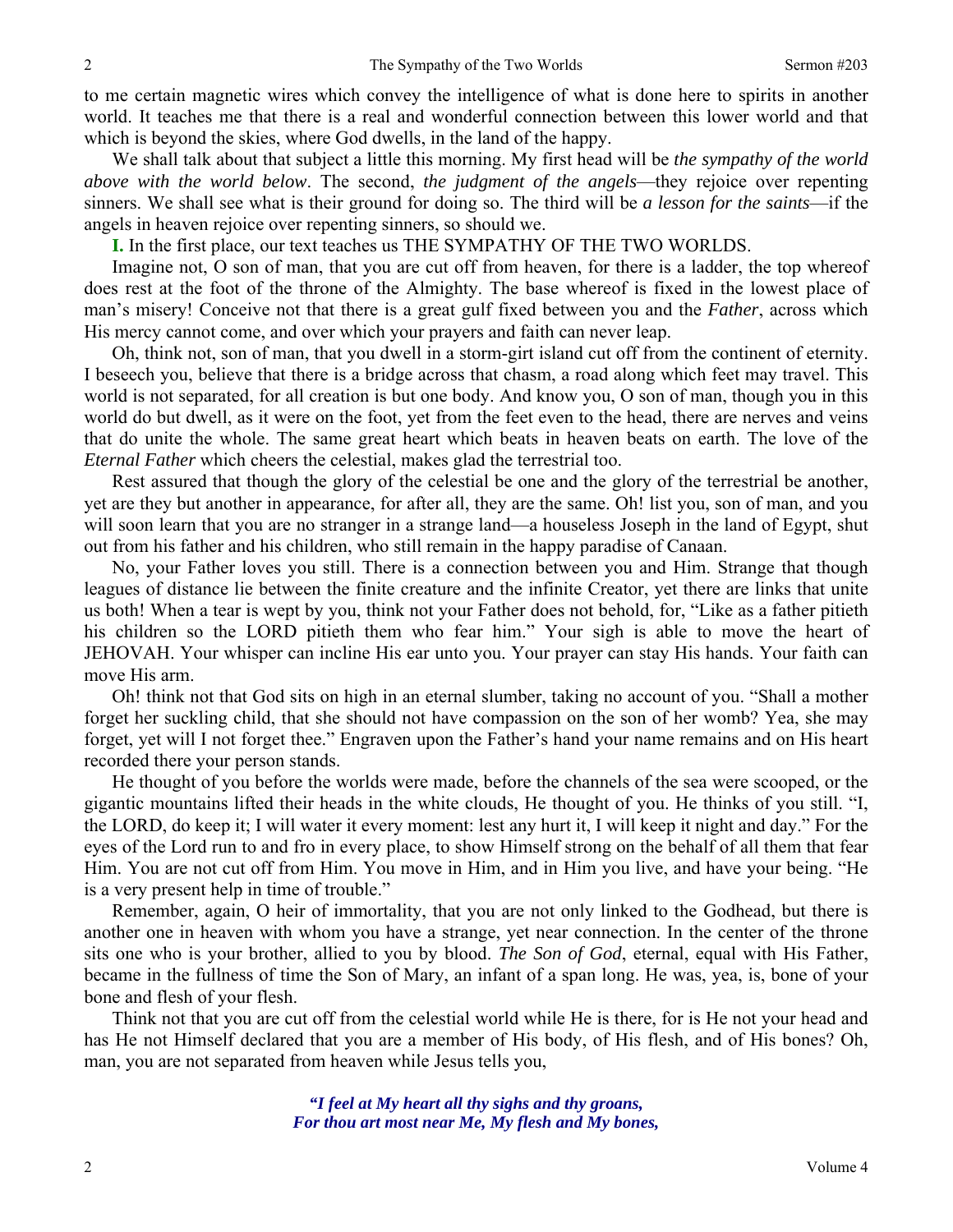to me certain magnetic wires which convey the intelligence of what is done here to spirits in another world. It teaches me that there is a real and wonderful connection between this lower world and that which is beyond the skies, where God dwells, in the land of the happy.

We shall talk about that subject a little this morning. My first head will be *the sympathy of the world above with the world below*. The second, *the judgment of the angels*—they rejoice over repenting sinners. We shall see what is their ground for doing so. The third will be *a lesson for the saints*—if the angels in heaven rejoice over repenting sinners, so should we.

**I.** In the first place, our text teaches us THE SYMPATHY OF THE TWO WORLDS.

Imagine not, O son of man, that you are cut off from heaven, for there is a ladder, the top whereof does rest at the foot of the throne of the Almighty. The base whereof is fixed in the lowest place of man's misery! Conceive not that there is a great gulf fixed between you and the *Father*, across which His mercy cannot come, and over which your prayers and faith can never leap.

Oh, think not, son of man, that you dwell in a storm-girt island cut off from the continent of eternity. I beseech you, believe that there is a bridge across that chasm, a road along which feet may travel. This world is not separated, for all creation is but one body. And know you, O son of man, though you in this world do but dwell, as it were on the foot, yet from the feet even to the head, there are nerves and veins that do unite the whole. The same great heart which beats in heaven beats on earth. The love of the *Eternal Father* which cheers the celestial, makes glad the terrestrial too.

Rest assured that though the glory of the celestial be one and the glory of the terrestrial be another, yet are they but another in appearance, for after all, they are the same. Oh! list you, son of man, and you will soon learn that you are no stranger in a strange land—a houseless Joseph in the land of Egypt, shut out from his father and his children, who still remain in the happy paradise of Canaan.

No, your Father loves you still. There is a connection between you and Him. Strange that though leagues of distance lie between the finite creature and the infinite Creator, yet there are links that unite us both! When a tear is wept by you, think not your Father does not behold, for, "Like as a father pitieth his children so the LORD pitieth them who fear him." Your sigh is able to move the heart of JEHOVAH. Your whisper can incline His ear unto you. Your prayer can stay His hands. Your faith can move His arm.

Oh! think not that God sits on high in an eternal slumber, taking no account of you. "Shall a mother forget her suckling child, that she should not have compassion on the son of her womb? Yea, she may forget, yet will I not forget thee." Engraven upon the Father's hand your name remains and on His heart recorded there your person stands.

He thought of you before the worlds were made, before the channels of the sea were scooped, or the gigantic mountains lifted their heads in the white clouds, He thought of you. He thinks of you still. "I, the LORD, do keep it; I will water it every moment: lest any hurt it, I will keep it night and day." For the eyes of the Lord run to and fro in every place, to show Himself strong on the behalf of all them that fear Him. You are not cut off from Him. You move in Him, and in Him you live, and have your being. "He is a very present help in time of trouble."

Remember, again, O heir of immortality, that you are not only linked to the Godhead, but there is another one in heaven with whom you have a strange, yet near connection. In the center of the throne sits one who is your brother, allied to you by blood. *The Son of God*, eternal, equal with His Father, became in the fullness of time the Son of Mary, an infant of a span long. He was, yea, is, bone of your bone and flesh of your flesh.

Think not that you are cut off from the celestial world while He is there, for is He not your head and has He not Himself declared that you are a member of His body, of His flesh, and of His bones? Oh, man, you are not separated from heaven while Jesus tells you,

> *"I feel at My heart all thy sighs and thy groans,*
> *For thou art most near Me, My flesh and My bones,*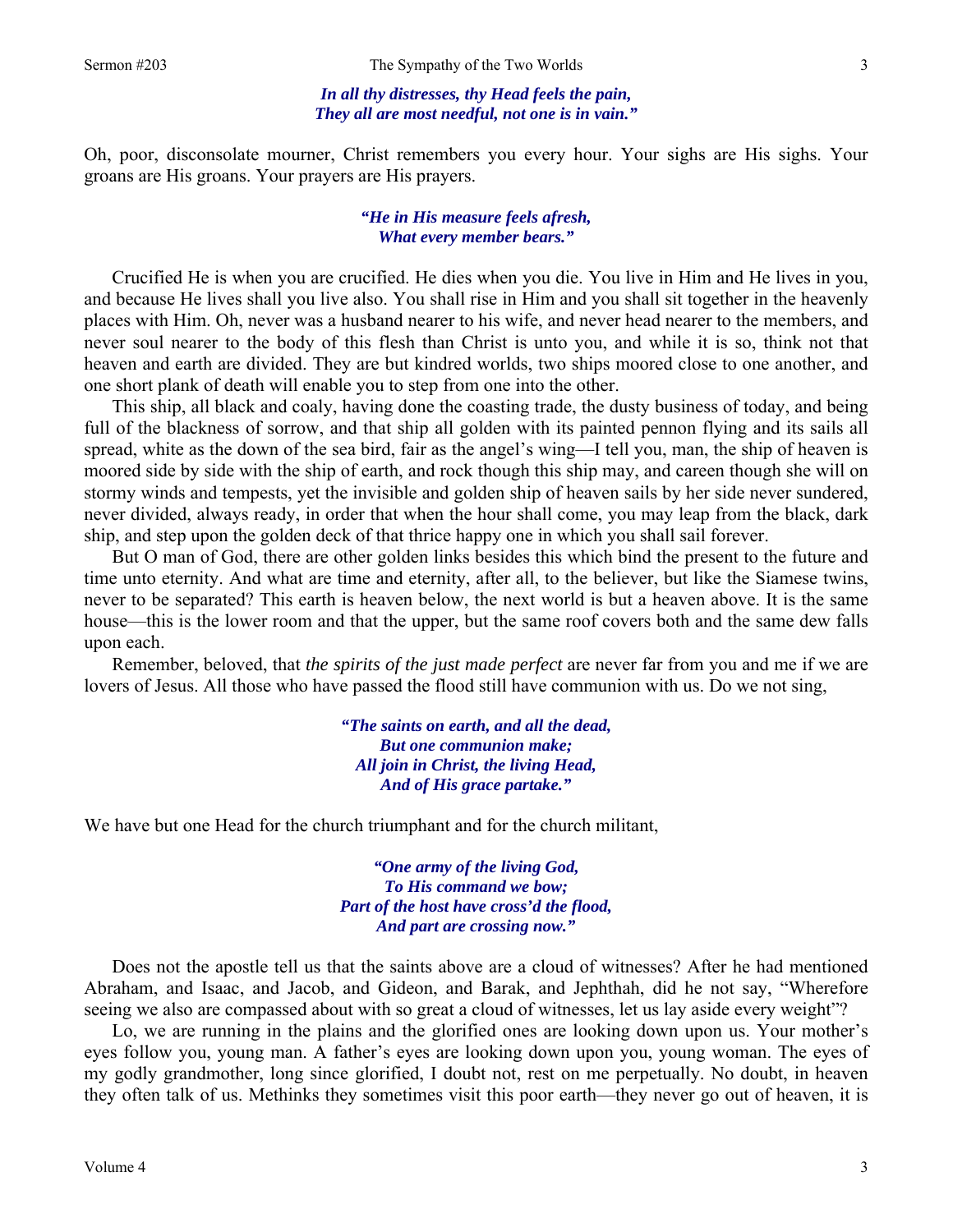*In all thy distresses, thy Head feels the pain,*
*They all are most needful, not one is in vain."*

Oh, poor, disconsolate mourner, Christ remembers you every hour. Your sighs are His sighs. Your groans are His groans. Your prayers are His prayers.

*"He in His measure feels afresh,*
*What every member bears."*

Crucified He is when you are crucified. He dies when you die. You live in Him and He lives in you, and because He lives shall you live also. You shall rise in Him and you shall sit together in the heavenly places with Him. Oh, never was a husband nearer to his wife, and never head nearer to the members, and never soul nearer to the body of this flesh than Christ is unto you, and while it is so, think not that heaven and earth are divided. They are but kindred worlds, two ships moored close to one another, and one short plank of death will enable you to step from one into the other.

This ship, all black and coaly, having done the coasting trade, the dusty business of today, and being full of the blackness of sorrow, and that ship all golden with its painted pennon flying and its sails all spread, white as the down of the sea bird, fair as the angel's wing—I tell you, man, the ship of heaven is moored side by side with the ship of earth, and rock though this ship may, and careen though she will on stormy winds and tempests, yet the invisible and golden ship of heaven sails by her side never sundered, never divided, always ready, in order that when the hour shall come, you may leap from the black, dark ship, and step upon the golden deck of that thrice happy one in which you shall sail forever.

But O man of God, there are other golden links besides this which bind the present to the future and time unto eternity. And what are time and eternity, after all, to the believer, but like the Siamese twins, never to be separated? This earth is heaven below, the next world is but a heaven above. It is the same house—this is the lower room and that the upper, but the same roof covers both and the same dew falls upon each.

Remember, beloved, that *the spirits of the just made perfect* are never far from you and me if we are lovers of Jesus. All those who have passed the flood still have communion with us. Do we not sing,

*"The saints on earth, and all the dead,*
*But one communion make;*
*All join in Christ, the living Head,*
*And of His grace partake."*

We have but one Head for the church triumphant and for the church militant,

*"One army of the living God,*
*To His command we bow;*
*Part of the host have cross'd the flood,*
*And part are crossing now."*

Does not the apostle tell us that the saints above are a cloud of witnesses? After he had mentioned Abraham, and Isaac, and Jacob, and Gideon, and Barak, and Jephthah, did he not say, "Wherefore seeing we also are compassed about with so great a cloud of witnesses, let us lay aside every weight"?

Lo, we are running in the plains and the glorified ones are looking down upon us. Your mother's eyes follow you, young man. A father's eyes are looking down upon you, young woman. The eyes of my godly grandmother, long since glorified, I doubt not, rest on me perpetually. No doubt, in heaven they often talk of us. Methinks they sometimes visit this poor earth—they never go out of heaven, it is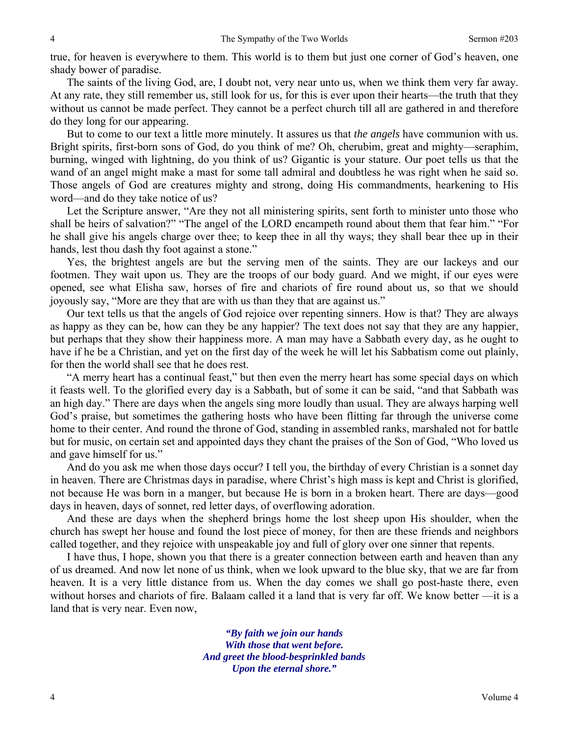true, for heaven is everywhere to them. This world is to them but just one corner of God's heaven, one shady bower of paradise.

The saints of the living God, are, I doubt not, very near unto us, when we think them very far away. At any rate, they still remember us, still look for us, for this is ever upon their hearts—the truth that they without us cannot be made perfect. They cannot be a perfect church till all are gathered in and therefore do they long for our appearing.

But to come to our text a little more minutely. It assures us that *the angels* have communion with us. Bright spirits, first-born sons of God, do you think of me? Oh, cherubim, great and mighty—seraphim, burning, winged with lightning, do you think of us? Gigantic is your stature. Our poet tells us that the wand of an angel might make a mast for some tall admiral and doubtless he was right when he said so. Those angels of God are creatures mighty and strong, doing His commandments, hearkening to His word—and do they take notice of us?

Let the Scripture answer, "Are they not all ministering spirits, sent forth to minister unto those who shall be heirs of salvation?" "The angel of the LORD encampeth round about them that fear him." "For he shall give his angels charge over thee; to keep thee in all thy ways; they shall bear thee up in their hands, lest thou dash thy foot against a stone."

Yes, the brightest angels are but the serving men of the saints. They are our lackeys and our footmen. They wait upon us. They are the troops of our body guard. And we might, if our eyes were opened, see what Elisha saw, horses of fire and chariots of fire round about us, so that we should joyously say, "More are they that are with us than they that are against us."

Our text tells us that the angels of God rejoice over repenting sinners. How is that? They are always as happy as they can be, how can they be any happier? The text does not say that they are any happier, but perhaps that they show their happiness more. A man may have a Sabbath every day, as he ought to have if he be a Christian, and yet on the first day of the week he will let his Sabbatism come out plainly, for then the world shall see that he does rest.

"A merry heart has a continual feast," but then even the merry heart has some special days on which it feasts well. To the glorified every day is a Sabbath, but of some it can be said, "and that Sabbath was an high day." There are days when the angels sing more loudly than usual. They are always harping well God's praise, but sometimes the gathering hosts who have been flitting far through the universe come home to their center. And round the throne of God, standing in assembled ranks, marshaled not for battle but for music, on certain set and appointed days they chant the praises of the Son of God, "Who loved us and gave himself for us."

And do you ask me when those days occur? I tell you, the birthday of every Christian is a sonnet day in heaven. There are Christmas days in paradise, where Christ's high mass is kept and Christ is glorified, not because He was born in a manger, but because He is born in a broken heart. There are days—good days in heaven, days of sonnet, red letter days, of overflowing adoration.

And these are days when the shepherd brings home the lost sheep upon His shoulder, when the church has swept her house and found the lost piece of money, for then are these friends and neighbors called together, and they rejoice with unspeakable joy and full of glory over one sinner that repents.

I have thus, I hope, shown you that there is a greater connection between earth and heaven than any of us dreamed. And now let none of us think, when we look upward to the blue sky, that we are far from heaven. It is a very little distance from us. When the day comes we shall go post-haste there, even without horses and chariots of fire. Balaam called it a land that is very far off. We know better —it is a land that is very near. Even now,

> ***"By faith we join our hands***
> ***With those that went before.***
> ***And greet the blood-besprinkled bands***
> ***Upon the eternal shore."***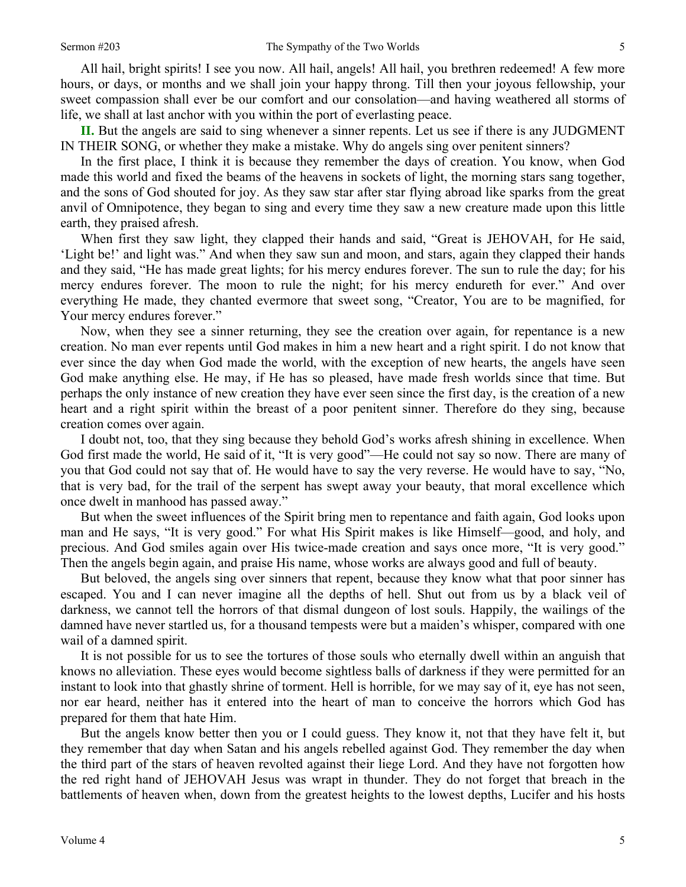All hail, bright spirits! I see you now. All hail, angels! All hail, you brethren redeemed! A few more hours, or days, or months and we shall join your happy throng. Till then your joyous fellowship, your sweet compassion shall ever be our comfort and our consolation—and having weathered all storms of life, we shall at last anchor with you within the port of everlasting peace.

**II.** But the angels are said to sing whenever a sinner repents. Let us see if there is any JUDGMENT IN THEIR SONG, or whether they make a mistake. Why do angels sing over penitent sinners?

In the first place, I think it is because they remember the days of creation. You know, when God made this world and fixed the beams of the heavens in sockets of light, the morning stars sang together, and the sons of God shouted for joy. As they saw star after star flying abroad like sparks from the great anvil of Omnipotence, they began to sing and every time they saw a new creature made upon this little earth, they praised afresh.

When first they saw light, they clapped their hands and said, "Great is JEHOVAH, for He said, 'Light be!' and light was." And when they saw sun and moon, and stars, again they clapped their hands and they said, "He has made great lights; for his mercy endures forever. The sun to rule the day; for his mercy endures forever. The moon to rule the night; for his mercy endureth for ever." And over everything He made, they chanted evermore that sweet song, "Creator, You are to be magnified, for Your mercy endures forever."

Now, when they see a sinner returning, they see the creation over again, for repentance is a new creation. No man ever repents until God makes in him a new heart and a right spirit. I do not know that ever since the day when God made the world, with the exception of new hearts, the angels have seen God make anything else. He may, if He has so pleased, have made fresh worlds since that time. But perhaps the only instance of new creation they have ever seen since the first day, is the creation of a new heart and a right spirit within the breast of a poor penitent sinner. Therefore do they sing, because creation comes over again.

I doubt not, too, that they sing because they behold God's works afresh shining in excellence. When God first made the world, He said of it, "It is very good"—He could not say so now. There are many of you that God could not say that of. He would have to say the very reverse. He would have to say, "No, that is very bad, for the trail of the serpent has swept away your beauty, that moral excellence which once dwelt in manhood has passed away."

But when the sweet influences of the Spirit bring men to repentance and faith again, God looks upon man and He says, "It is very good." For what His Spirit makes is like Himself—good, and holy, and precious. And God smiles again over His twice-made creation and says once more, "It is very good." Then the angels begin again, and praise His name, whose works are always good and full of beauty.

But beloved, the angels sing over sinners that repent, because they know what that poor sinner has escaped. You and I can never imagine all the depths of hell. Shut out from us by a black veil of darkness, we cannot tell the horrors of that dismal dungeon of lost souls. Happily, the wailings of the damned have never startled us, for a thousand tempests were but a maiden's whisper, compared with one wail of a damned spirit.

It is not possible for us to see the tortures of those souls who eternally dwell within an anguish that knows no alleviation. These eyes would become sightless balls of darkness if they were permitted for an instant to look into that ghastly shrine of torment. Hell is horrible, for we may say of it, eye has not seen, nor ear heard, neither has it entered into the heart of man to conceive the horrors which God has prepared for them that hate Him.

But the angels know better then you or I could guess. They know it, not that they have felt it, but they remember that day when Satan and his angels rebelled against God. They remember the day when the third part of the stars of heaven revolted against their liege Lord. And they have not forgotten how the red right hand of JEHOVAH Jesus was wrapt in thunder. They do not forget that breach in the battlements of heaven when, down from the greatest heights to the lowest depths, Lucifer and his hosts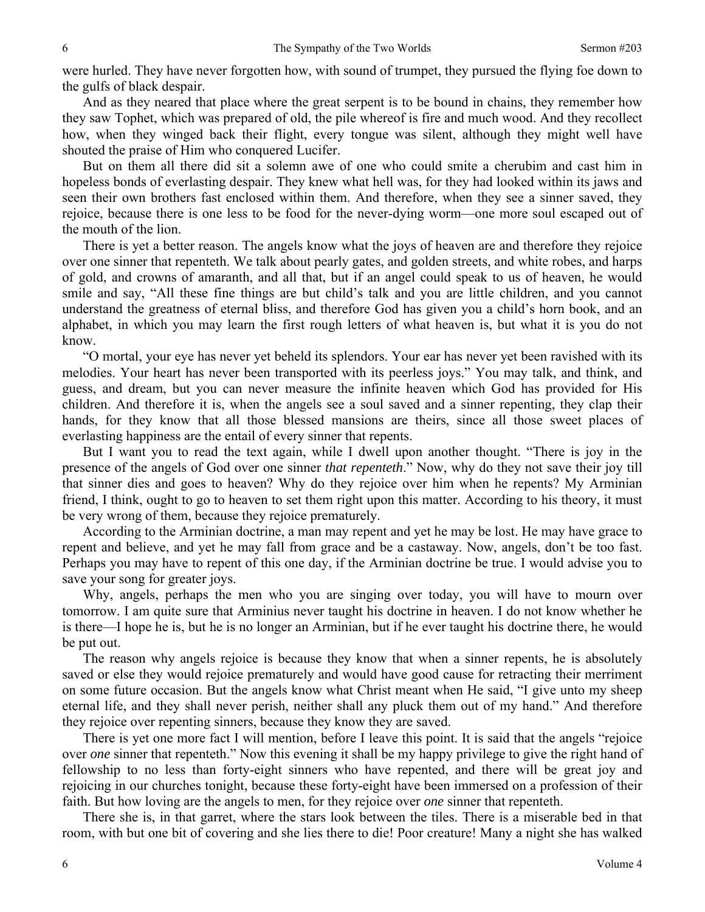were hurled. They have never forgotten how, with sound of trumpet, they pursued the flying foe down to the gulfs of black despair.

And as they neared that place where the great serpent is to be bound in chains, they remember how they saw Tophet, which was prepared of old, the pile whereof is fire and much wood. And they recollect how, when they winged back their flight, every tongue was silent, although they might well have shouted the praise of Him who conquered Lucifer.

But on them all there did sit a solemn awe of one who could smite a cherubim and cast him in hopeless bonds of everlasting despair. They knew what hell was, for they had looked within its jaws and seen their own brothers fast enclosed within them. And therefore, when they see a sinner saved, they rejoice, because there is one less to be food for the never-dying worm—one more soul escaped out of the mouth of the lion.

There is yet a better reason. The angels know what the joys of heaven are and therefore they rejoice over one sinner that repenteth. We talk about pearly gates, and golden streets, and white robes, and harps of gold, and crowns of amaranth, and all that, but if an angel could speak to us of heaven, he would smile and say, "All these fine things are but child's talk and you are little children, and you cannot understand the greatness of eternal bliss, and therefore God has given you a child's horn book, and an alphabet, in which you may learn the first rough letters of what heaven is, but what it is you do not know.

"O mortal, your eye has never yet beheld its splendors. Your ear has never yet been ravished with its melodies. Your heart has never been transported with its peerless joys." You may talk, and think, and guess, and dream, but you can never measure the infinite heaven which God has provided for His children. And therefore it is, when the angels see a soul saved and a sinner repenting, they clap their hands, for they know that all those blessed mansions are theirs, since all those sweet places of everlasting happiness are the entail of every sinner that repents.

But I want you to read the text again, while I dwell upon another thought. "There is joy in the presence of the angels of God over one sinner *that repenteth*." Now, why do they not save their joy till that sinner dies and goes to heaven? Why do they rejoice over him when he repents? My Arminian friend, I think, ought to go to heaven to set them right upon this matter. According to his theory, it must be very wrong of them, because they rejoice prematurely.

According to the Arminian doctrine, a man may repent and yet he may be lost. He may have grace to repent and believe, and yet he may fall from grace and be a castaway. Now, angels, don't be too fast. Perhaps you may have to repent of this one day, if the Arminian doctrine be true. I would advise you to save your song for greater joys.

Why, angels, perhaps the men who you are singing over today, you will have to mourn over tomorrow. I am quite sure that Arminius never taught his doctrine in heaven. I do not know whether he is there—I hope he is, but he is no longer an Arminian, but if he ever taught his doctrine there, he would be put out.

The reason why angels rejoice is because they know that when a sinner repents, he is absolutely saved or else they would rejoice prematurely and would have good cause for retracting their merriment on some future occasion. But the angels know what Christ meant when He said, "I give unto my sheep eternal life, and they shall never perish, neither shall any pluck them out of my hand." And therefore they rejoice over repenting sinners, because they know they are saved.

There is yet one more fact I will mention, before I leave this point. It is said that the angels "rejoice over *one* sinner that repenteth." Now this evening it shall be my happy privilege to give the right hand of fellowship to no less than forty-eight sinners who have repented, and there will be great joy and rejoicing in our churches tonight, because these forty-eight have been immersed on a profession of their faith. But how loving are the angels to men, for they rejoice over *one* sinner that repenteth.

There she is, in that garret, where the stars look between the tiles. There is a miserable bed in that room, with but one bit of covering and she lies there to die! Poor creature! Many a night she has walked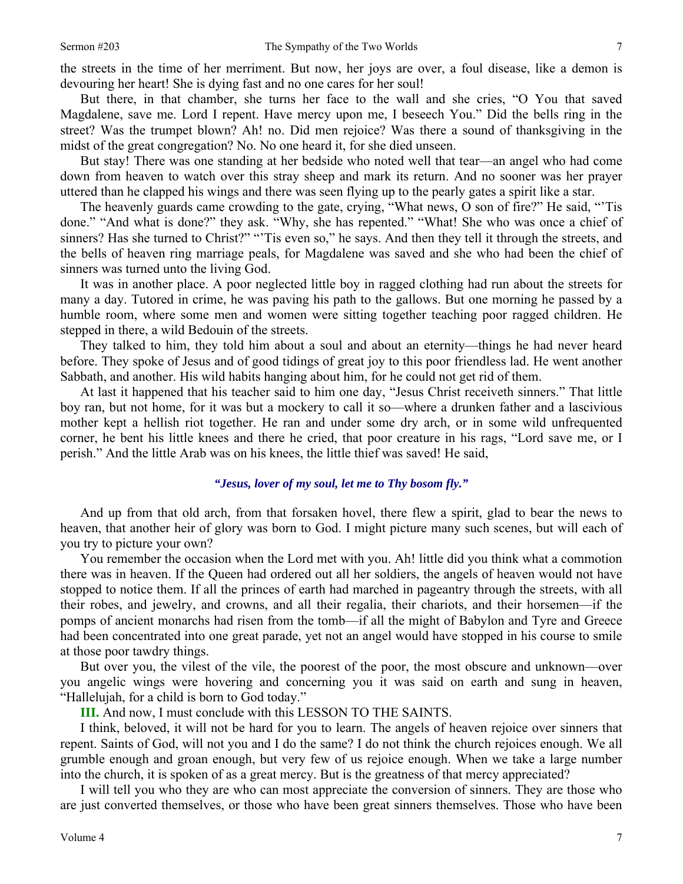the streets in the time of her merriment. But now, her joys are over, a foul disease, like a demon is devouring her heart! She is dying fast and no one cares for her soul!

But there, in that chamber, she turns her face to the wall and she cries, "O You that saved Magdalene, save me. Lord I repent. Have mercy upon me, I beseech You." Did the bells ring in the street? Was the trumpet blown? Ah! no. Did men rejoice? Was there a sound of thanksgiving in the midst of the great congregation? No. No one heard it, for she died unseen.

But stay! There was one standing at her bedside who noted well that tear—an angel who had come down from heaven to watch over this stray sheep and mark its return. And no sooner was her prayer uttered than he clapped his wings and there was seen flying up to the pearly gates a spirit like a star.

The heavenly guards came crowding to the gate, crying, "What news, O son of fire?" He said, "'Tis done." "And what is done?" they ask. "Why, she has repented." "What! She who was once a chief of sinners? Has she turned to Christ?" "'Tis even so," he says. And then they tell it through the streets, and the bells of heaven ring marriage peals, for Magdalene was saved and she who had been the chief of sinners was turned unto the living God.

It was in another place. A poor neglected little boy in ragged clothing had run about the streets for many a day. Tutored in crime, he was paving his path to the gallows. But one morning he passed by a humble room, where some men and women were sitting together teaching poor ragged children. He stepped in there, a wild Bedouin of the streets.

They talked to him, they told him about a soul and about an eternity—things he had never heard before. They spoke of Jesus and of good tidings of great joy to this poor friendless lad. He went another Sabbath, and another. His wild habits hanging about him, for he could not get rid of them.

At last it happened that his teacher said to him one day, "Jesus Christ receiveth sinners." That little boy ran, but not home, for it was but a mockery to call it so—where a drunken father and a lascivious mother kept a hellish riot together. He ran and under some dry arch, or in some wild unfrequented corner, he bent his little knees and there he cried, that poor creature in his rags, "Lord save me, or I perish." And the little Arab was on his knees, the little thief was saved! He said,

*"Jesus, lover of my soul, let me to Thy bosom fly."*

And up from that old arch, from that forsaken hovel, there flew a spirit, glad to bear the news to heaven, that another heir of glory was born to God. I might picture many such scenes, but will each of you try to picture your own?

You remember the occasion when the Lord met with you. Ah! little did you think what a commotion there was in heaven. If the Queen had ordered out all her soldiers, the angels of heaven would not have stopped to notice them. If all the princes of earth had marched in pageantry through the streets, with all their robes, and jewelry, and crowns, and all their regalia, their chariots, and their horsemen—if the pomps of ancient monarchs had risen from the tomb—if all the might of Babylon and Tyre and Greece had been concentrated into one great parade, yet not an angel would have stopped in his course to smile at those poor tawdry things.

But over you, the vilest of the vile, the poorest of the poor, the most obscure and unknown—over you angelic wings were hovering and concerning you it was said on earth and sung in heaven, "Hallelujah, for a child is born to God today."

**III.** And now, I must conclude with this LESSON TO THE SAINTS.

I think, beloved, it will not be hard for you to learn. The angels of heaven rejoice over sinners that repent. Saints of God, will not you and I do the same? I do not think the church rejoices enough. We all grumble enough and groan enough, but very few of us rejoice enough. When we take a large number into the church, it is spoken of as a great mercy. But is the greatness of that mercy appreciated?

I will tell you who they are who can most appreciate the conversion of sinners. They are those who are just converted themselves, or those who have been great sinners themselves. Those who have been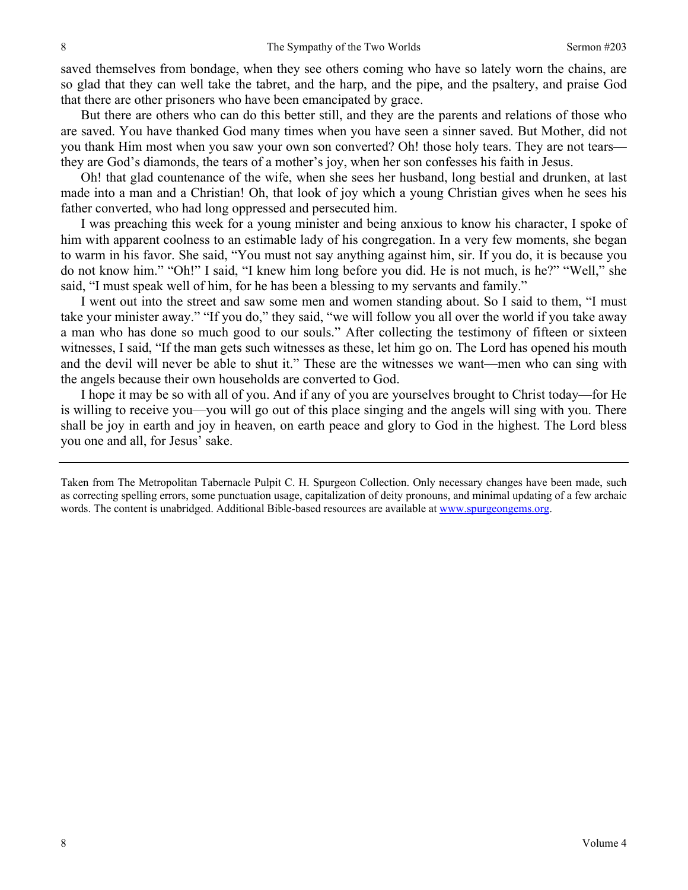saved themselves from bondage, when they see others coming who have so lately worn the chains, are so glad that they can well take the tabret, and the harp, and the pipe, and the psaltery, and praise God that there are other prisoners who have been emancipated by grace.

But there are others who can do this better still, and they are the parents and relations of those who are saved. You have thanked God many times when you have seen a sinner saved. But Mother, did not you thank Him most when you saw your own son converted? Oh! those holy tears. They are not tears—they are God's diamonds, the tears of a mother's joy, when her son confesses his faith in Jesus.

Oh! that glad countenance of the wife, when she sees her husband, long bestial and drunken, at last made into a man and a Christian! Oh, that look of joy which a young Christian gives when he sees his father converted, who had long oppressed and persecuted him.

I was preaching this week for a young minister and being anxious to know his character, I spoke of him with apparent coolness to an estimable lady of his congregation. In a very few moments, she began to warm in his favor. She said, "You must not say anything against him, sir. If you do, it is because you do not know him." "Oh!" I said, "I knew him long before you did. He is not much, is he?" "Well," she said, "I must speak well of him, for he has been a blessing to my servants and family."

I went out into the street and saw some men and women standing about. So I said to them, "I must take your minister away." "If you do," they said, "we will follow you all over the world if you take away a man who has done so much good to our souls." After collecting the testimony of fifteen or sixteen witnesses, I said, "If the man gets such witnesses as these, let him go on. The Lord has opened his mouth and the devil will never be able to shut it." These are the witnesses we want—men who can sing with the angels because their own households are converted to God.

I hope it may be so with all of you. And if any of you are yourselves brought to Christ today—for He is willing to receive you—you will go out of this place singing and the angels will sing with you. There shall be joy in earth and joy in heaven, on earth peace and glory to God in the highest. The Lord bless you one and all, for Jesus' sake.

---

Taken from The Metropolitan Tabernacle Pulpit C. H. Spurgeon Collection. Only necessary changes have been made, such as correcting spelling errors, some punctuation usage, capitalization of deity pronouns, and minimal updating of a few archaic words. The content is unabridged. Additional Bible-based resources are available at www.spurgeongems.org.